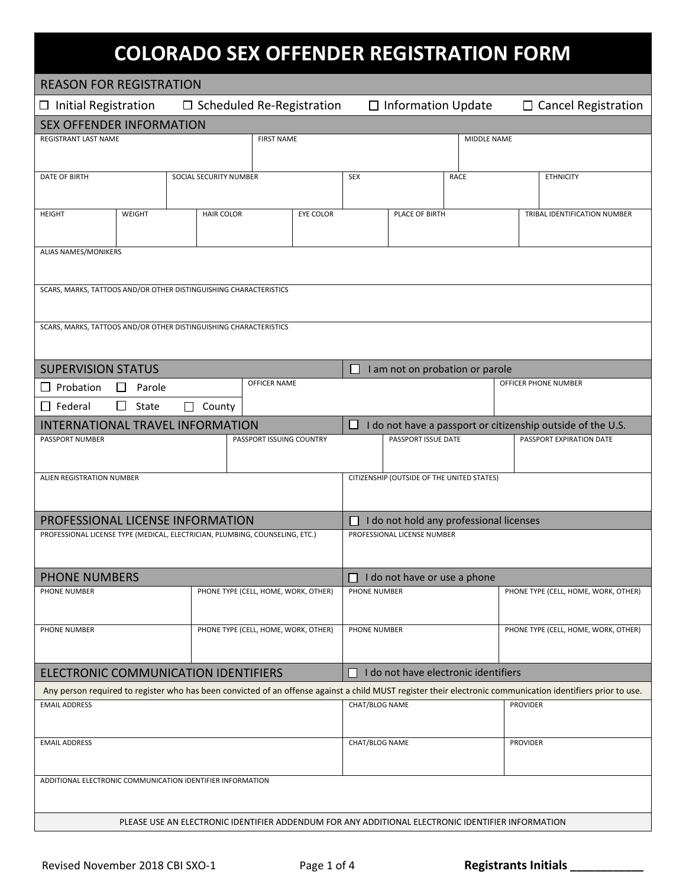# COLORADO SEX OFFENDER REGISTRATION FORM

## REASON FOR REGISTRATION

☐ Initial Registration ☐ Scheduled Re-Registration ☐ Information Update ☐ Cancel Registration

## SEX OFFENDER INFORMATION

| REGISTRANT LAST NAME | FIRST NAME | MIDDLE NAME |
|---|---|---|
| | | |

| DATE OF BIRTH | SOCIAL SECURITY NUMBER | SEX | RACE | ETHNICITY |
|---|---|---|---|---|
| | | | | |

| HEIGHT | WEIGHT | HAIR COLOR | EYE COLOR | PLACE OF BIRTH | TRIBAL IDENTIFICATION NUMBER |
|---|---|---|---|---|---|
| | | | | | |

ALIAS NAMES/MONIKERS

SCARS, MARKS, TATTOOS AND/OR OTHER DISTINGUISHING CHARACTERISTICS

SCARS, MARKS, TATTOOS AND/OR OTHER DISTINGUISHING CHARACTERISTICS

## SUPERVISION STATUS

☐ I am not on probation or parole

| ☐ Probation ☐ Parole<br>☐ Federal ☐ State ☐ County | OFFICER NAME | OFFICER PHONE NUMBER |
|---|---|---|
| | | |

## INTERNATIONAL TRAVEL INFORMATION

☐ I do not have a passport or citizenship outside of the U.S.

| PASSPORT NUMBER | PASSPORT ISSUING COUNTRY | PASSPORT ISSUE DATE | PASSPORT EXPIRATION DATE |
|---|---|---|---|
| | | | |

| ALIEN REGISTRATION NUMBER | CITIZENSHIP (OUTSIDE OF THE UNITED STATES) |
|---|---|
| | |

## PROFESSIONAL LICENSE INFORMATION

☐ I do not hold any professional licenses

| PROFESSIONAL LICENSE TYPE (MEDICAL, ELECTRICIAN, PLUMBING, COUNSELING, ETC.) | PROFESSIONAL LICENSE NUMBER |
|---|---|
| | |

## PHONE NUMBERS

☐ I do not have or use a phone

| PHONE NUMBER | PHONE TYPE (CELL, HOME, WORK, OTHER) | PHONE NUMBER | PHONE TYPE (CELL, HOME, WORK, OTHER) |
|---|---|---|---|
| | | | |
| PHONE NUMBER | PHONE TYPE (CELL, HOME, WORK, OTHER) | PHONE NUMBER | PHONE TYPE (CELL, HOME, WORK, OTHER) |
| | | | |

## ELECTRONIC COMMUNICATION IDENTIFIERS

☐ I do not have electronic identifiers

Any person required to register who has been convicted of an offense against a child MUST register their electronic communication identifiers prior to use.

| EMAIL ADDRESS | CHAT/BLOG NAME | PROVIDER |
|---|---|---|
| | | |
| EMAIL ADDRESS | CHAT/BLOG NAME | PROVIDER |
| | | |

ADDITIONAL ELECTRONIC COMMUNICATION IDENTIFIER INFORMATION

PLEASE USE AN ELECTRONIC IDENTIFIER ADDENDUM FOR ANY ADDITIONAL ELECTRONIC IDENTIFIER INFORMATION

Revised November 2018 CBI SXO-1

**Registrants Initials ___________**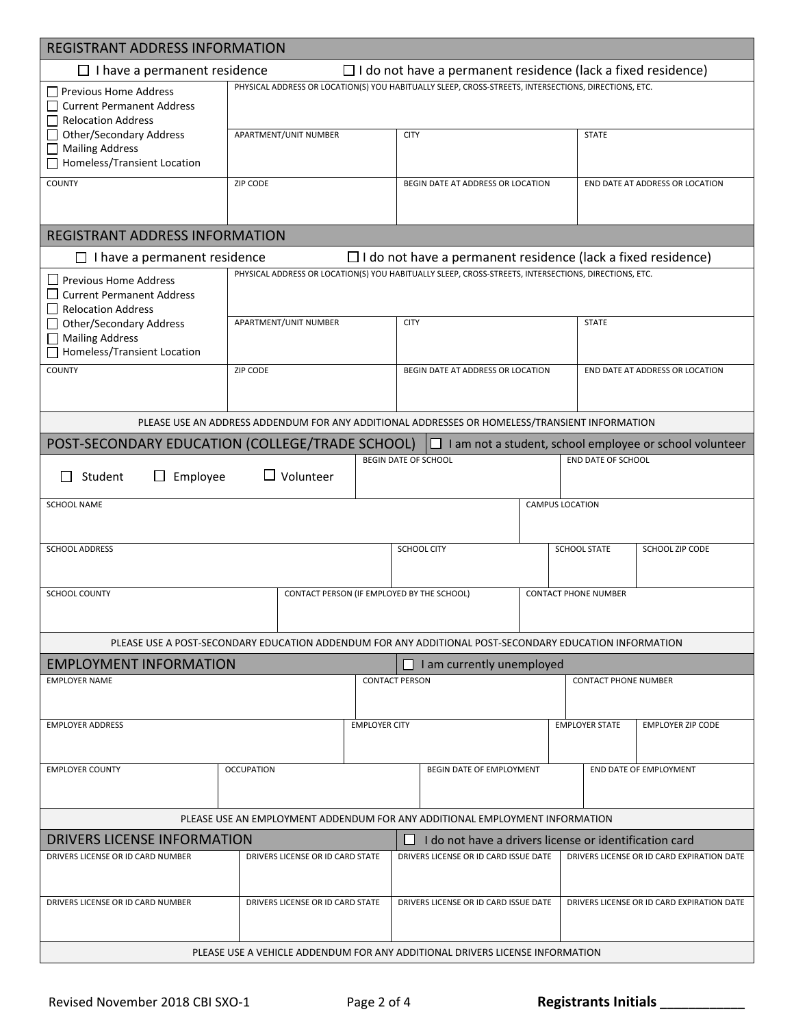## REGISTRANT ADDRESS INFORMATION

☐ I have a permanent residence ☐ I do not have a permanent residence (lack a fixed residence)

| ☐ Previous Home Address<br>☐ Current Permanent Address<br>☐ Relocation Address<br>☐ Other/Secondary Address<br>☐ Mailing Address<br>☐ Homeless/Transient Location | PHYSICAL ADDRESS OR LOCATION(S) YOU HABITUALLY SLEEP, CROSS-STREETS, INTERSECTIONS, DIRECTIONS, ETC. | | |
|---|---|---|---|
| | APARTMENT/UNIT NUMBER | CITY | STATE |
| COUNTY | ZIP CODE | BEGIN DATE AT ADDRESS OR LOCATION | END DATE AT ADDRESS OR LOCATION |

## REGISTRANT ADDRESS INFORMATION

☐ I have a permanent residence ☐ I do not have a permanent residence (lack a fixed residence)

| ☐ Previous Home Address<br>☐ Current Permanent Address<br>☐ Relocation Address<br>☐ Other/Secondary Address<br>☐ Mailing Address<br>☐ Homeless/Transient Location | PHYSICAL ADDRESS OR LOCATION(S) YOU HABITUALLY SLEEP, CROSS-STREETS, INTERSECTIONS, DIRECTIONS, ETC. | | |
|---|---|---|---|
| | APARTMENT/UNIT NUMBER | CITY | STATE |
| COUNTY | ZIP CODE | BEGIN DATE AT ADDRESS OR LOCATION | END DATE AT ADDRESS OR LOCATION |

PLEASE USE AN ADDRESS ADDENDUM FOR ANY ADDITIONAL ADDRESSES OR HOMELESS/TRANSIENT INFORMATION

## POST-SECONDARY EDUCATION (COLLEGE/TRADE SCHOOL)

☐ I am not a student, school employee or school volunteer

| ☐ Student ☐ Employee ☐ Volunteer | BEGIN DATE OF SCHOOL | END DATE OF SCHOOL | |
|---|---|---|---|
| SCHOOL NAME | | CAMPUS LOCATION | |
| SCHOOL ADDRESS | SCHOOL CITY | SCHOOL STATE | SCHOOL ZIP CODE |
| SCHOOL COUNTY | CONTACT PERSON (IF EMPLOYED BY THE SCHOOL) | CONTACT PHONE NUMBER | |

PLEASE USE A POST-SECONDARY EDUCATION ADDENDUM FOR ANY ADDITIONAL POST-SECONDARY EDUCATION INFORMATION

## EMPLOYMENT INFORMATION

☐ I am currently unemployed

| EMPLOYER NAME | CONTACT PERSON | CONTACT PHONE NUMBER | |
|---|---|---|---|
| EMPLOYER ADDRESS | EMPLOYER CITY | EMPLOYER STATE | EMPLOYER ZIP CODE |
| EMPLOYER COUNTY | OCCUPATION | BEGIN DATE OF EMPLOYMENT | END DATE OF EMPLOYMENT |

PLEASE USE AN EMPLOYMENT ADDENDUM FOR ANY ADDITIONAL EMPLOYMENT INFORMATION

## DRIVERS LICENSE INFORMATION

☐ I do not have a drivers license or identification card

| DRIVERS LICENSE OR ID CARD NUMBER | DRIVERS LICENSE OR ID CARD STATE | DRIVERS LICENSE OR ID CARD ISSUE DATE | DRIVERS LICENSE OR ID CARD EXPIRATION DATE |
|---|---|---|---|
| | | | |
| DRIVERS LICENSE OR ID CARD NUMBER | DRIVERS LICENSE OR ID CARD STATE | DRIVERS LICENSE OR ID CARD ISSUE DATE | DRIVERS LICENSE OR ID CARD EXPIRATION DATE |
| | | | |

PLEASE USE A VEHICLE ADDENDUM FOR ANY ADDITIONAL DRIVERS LICENSE INFORMATION

Revised November 2018 CBI SXO-1

**Registrants Initials ___________**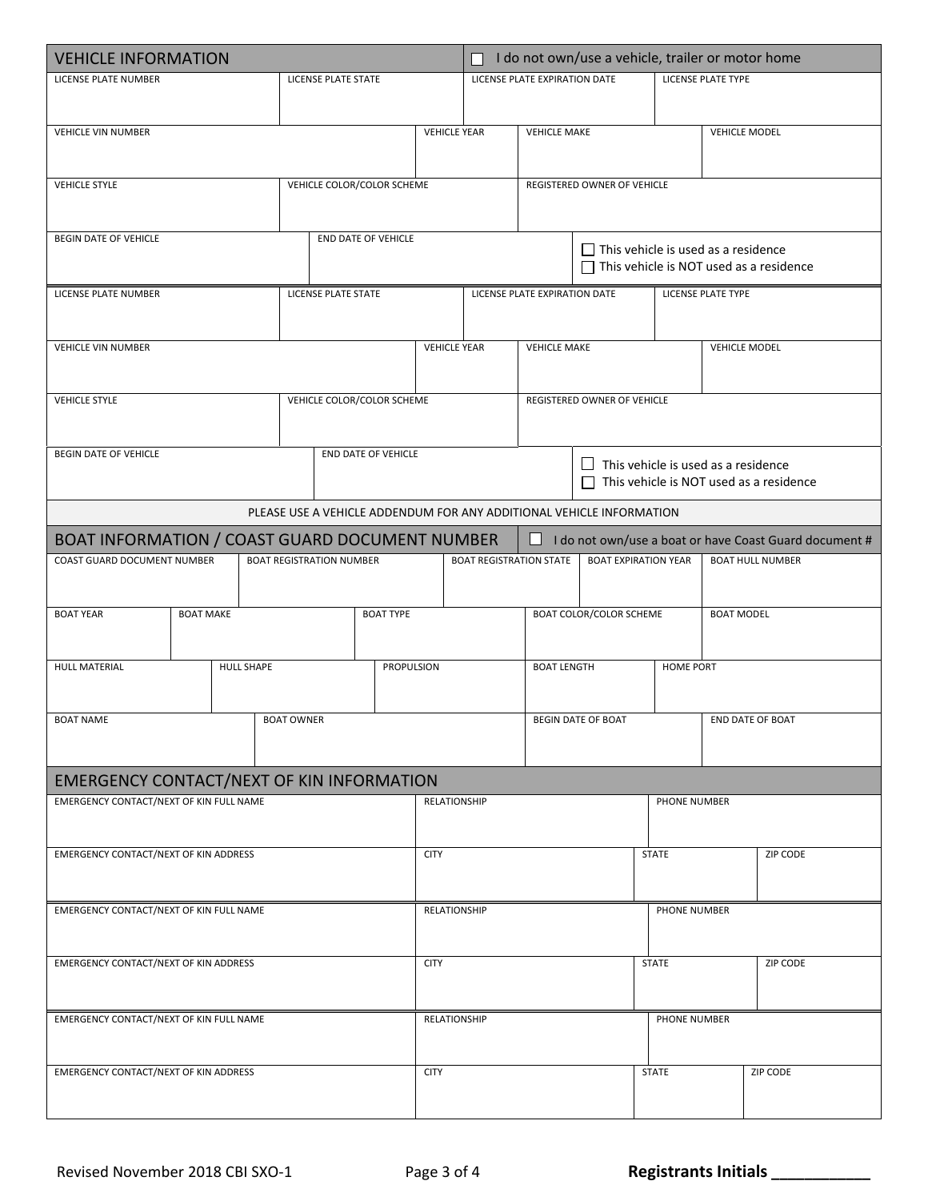## VEHICLE INFORMATION

☐ I do not own/use a vehicle, trailer or motor home

| LICENSE PLATE NUMBER | LICENSE PLATE STATE | LICENSE PLATE EXPIRATION DATE | LICENSE PLATE TYPE |
|---|---|---|---|
| | | | |

| VEHICLE VIN NUMBER | VEHICLE YEAR | VEHICLE MAKE | VEHICLE MODEL |
|---|---|---|---|
| | | | |

| VEHICLE STYLE | VEHICLE COLOR/COLOR SCHEME | REGISTERED OWNER OF VEHICLE |
|---|---|---|
| | | |

| BEGIN DATE OF VEHICLE | END DATE OF VEHICLE | |
|---|---|---|
| | | ☐ This vehicle is used as a residence<br>☐ This vehicle is NOT used as a residence |

| LICENSE PLATE NUMBER | LICENSE PLATE STATE | LICENSE PLATE EXPIRATION DATE | LICENSE PLATE TYPE |
|---|---|---|---|
| | | | |

| VEHICLE VIN NUMBER | VEHICLE YEAR | VEHICLE MAKE | VEHICLE MODEL |
|---|---|---|---|
| | | | |

| VEHICLE STYLE | VEHICLE COLOR/COLOR SCHEME | REGISTERED OWNER OF VEHICLE |
|---|---|---|
| | | |

| BEGIN DATE OF VEHICLE | END DATE OF VEHICLE | |
|---|---|---|
| | | ☐ This vehicle is used as a residence<br>☐ This vehicle is NOT used as a residence |

PLEASE USE A VEHICLE ADDENDUM FOR ANY ADDITIONAL VEHICLE INFORMATION

## BOAT INFORMATION / COAST GUARD DOCUMENT NUMBER

☐ I do not own/use a boat or have Coast Guard document #

| COAST GUARD DOCUMENT NUMBER | BOAT REGISTRATION NUMBER | BOAT REGISTRATION STATE | BOAT EXPIRATION YEAR | BOAT HULL NUMBER |
|---|---|---|---|---|
| | | | | |

| BOAT YEAR | BOAT MAKE | BOAT TYPE | BOAT COLOR/COLOR SCHEME | BOAT MODEL |
|---|---|---|---|---|
| | | | | |

| HULL MATERIAL | HULL SHAPE | PROPULSION | BOAT LENGTH | HOME PORT |
|---|---|---|---|---|
| | | | | |

| BOAT NAME | BOAT OWNER | BEGIN DATE OF BOAT | END DATE OF BOAT |
|---|---|---|---|
| | | | |

## EMERGENCY CONTACT/NEXT OF KIN INFORMATION

| EMERGENCY CONTACT/NEXT OF KIN FULL NAME | RELATIONSHIP | PHONE NUMBER |
|---|---|---|
| | | |

| EMERGENCY CONTACT/NEXT OF KIN ADDRESS | CITY | STATE | ZIP CODE |
|---|---|---|---|
| | | | |

| EMERGENCY CONTACT/NEXT OF KIN FULL NAME | RELATIONSHIP | PHONE NUMBER |
|---|---|---|
| | | |

| EMERGENCY CONTACT/NEXT OF KIN ADDRESS | CITY | STATE | ZIP CODE |
|---|---|---|---|
| | | | |

| EMERGENCY CONTACT/NEXT OF KIN FULL NAME | RELATIONSHIP | PHONE NUMBER |
|---|---|---|
| | | |

| EMERGENCY CONTACT/NEXT OF KIN ADDRESS | CITY | STATE | ZIP CODE |
|---|---|---|---|
| | | | |

Revised November 2018 CBI SXO-1

**Registrants Initials ___________**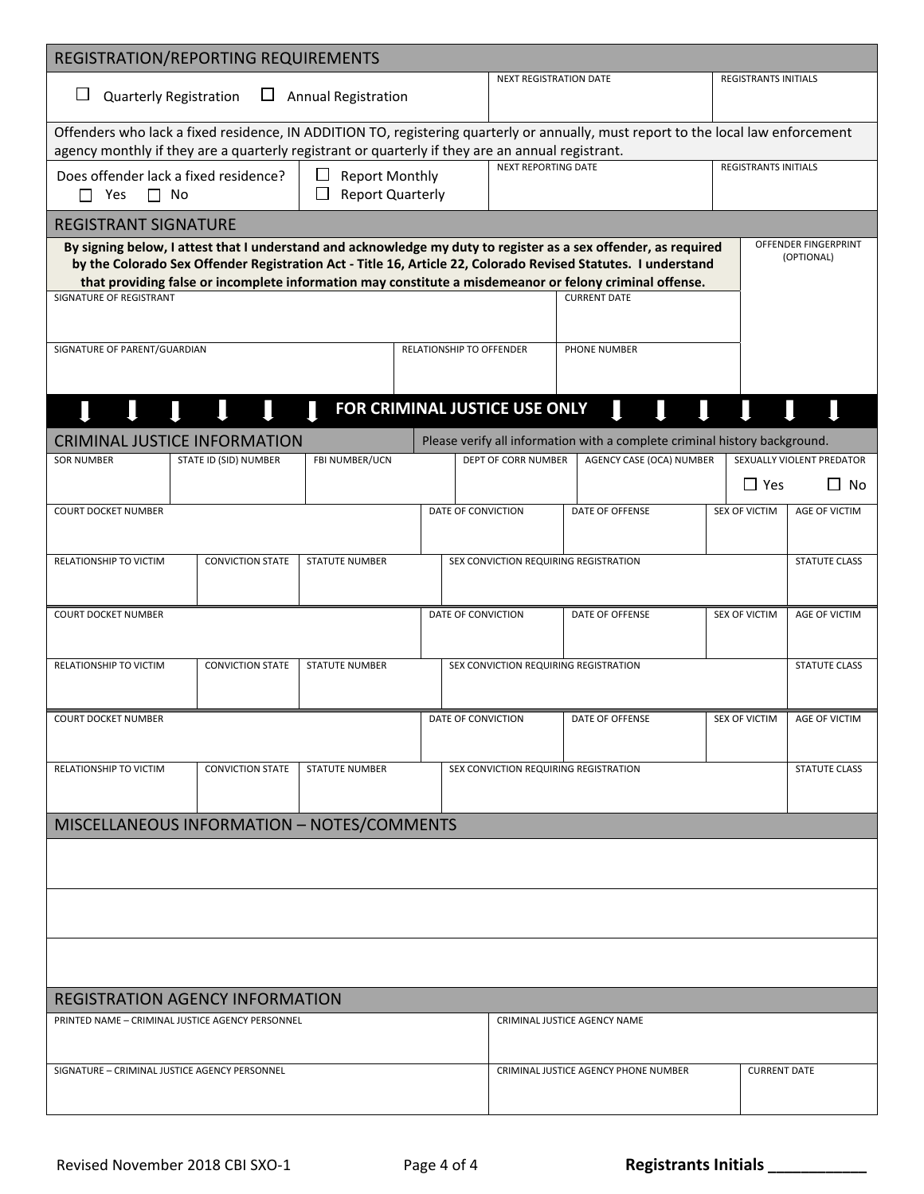## REGISTRATION/REPORTING REQUIREMENTS

| | | |
|---|---|---|
| ☐ Quarterly Registration ☐ Annual Registration | NEXT REGISTRATION DATE | REGISTRANTS INITIALS |

Offenders who lack a fixed residence, IN ADDITION TO, registering quarterly or annually, must report to the local law enforcement agency monthly if they are a quarterly registrant or quarterly if they are an annual registrant.

| | | | |
|---|---|---|---|
| Does offender lack a fixed residence? ☐ Yes ☐ No | ☐ Report Monthly ☐ Report Quarterly | NEXT REPORTING DATE | REGISTRANTS INITIALS |

## REGISTRANT SIGNATURE

**By signing below, I attest that I understand and acknowledge my duty to register as a sex offender, as required by the Colorado Sex Offender Registration Act - Title 16, Article 22, Colorado Revised Statutes. I understand that providing false or incomplete information may constitute a misdemeanor or felony criminal offense.**

OFFENDER FINGERPRINT (OPTIONAL)

| | | |
|---|---|---|
| SIGNATURE OF REGISTRANT | | CURRENT DATE |
| SIGNATURE OF PARENT/GUARDIAN | RELATIONSHIP TO OFFENDER | PHONE NUMBER |

**FOR CRIMINAL JUSTICE USE ONLY**

## CRIMINAL JUSTICE INFORMATION

Please verify all information with a complete criminal history background.

| | | | | | |
|---|---|---|---|---|---|
| SOR NUMBER | STATE ID (SID) NUMBER | FBI NUMBER/UCN | DEPT OF CORR NUMBER | AGENCY CASE (OCA) NUMBER | SEXUALLY VIOLENT PREDATOR ☐ Yes ☐ No |

| | | | | |
|---|---|---|---|---|
| COURT DOCKET NUMBER | DATE OF CONVICTION | DATE OF OFFENSE | SEX OF VICTIM | AGE OF VICTIM |

| | | | | |
|---|---|---|---|---|
| RELATIONSHIP TO VICTIM | CONVICTION STATE | STATUTE NUMBER | SEX CONVICTION REQUIRING REGISTRATION | STATUTE CLASS |

| | | | | |
|---|---|---|---|---|
| COURT DOCKET NUMBER | DATE OF CONVICTION | DATE OF OFFENSE | SEX OF VICTIM | AGE OF VICTIM |

| | | | | |
|---|---|---|---|---|
| RELATIONSHIP TO VICTIM | CONVICTION STATE | STATUTE NUMBER | SEX CONVICTION REQUIRING REGISTRATION | STATUTE CLASS |

| | | | | |
|---|---|---|---|---|
| COURT DOCKET NUMBER | DATE OF CONVICTION | DATE OF OFFENSE | SEX OF VICTIM | AGE OF VICTIM |

| | | | | |
|---|---|---|---|---|
| RELATIONSHIP TO VICTIM | CONVICTION STATE | STATUTE NUMBER | SEX CONVICTION REQUIRING REGISTRATION | STATUTE CLASS |

## MISCELLANEOUS INFORMATION – NOTES/COMMENTS

## REGISTRATION AGENCY INFORMATION

| | | |
|---|---|---|
| PRINTED NAME – CRIMINAL JUSTICE AGENCY PERSONNEL | CRIMINAL JUSTICE AGENCY NAME | |
| SIGNATURE – CRIMINAL JUSTICE AGENCY PERSONNEL | CRIMINAL JUSTICE AGENCY PHONE NUMBER | CURRENT DATE |

Revised November 2018 CBI SXO-1

**Registrants Initials ___________**